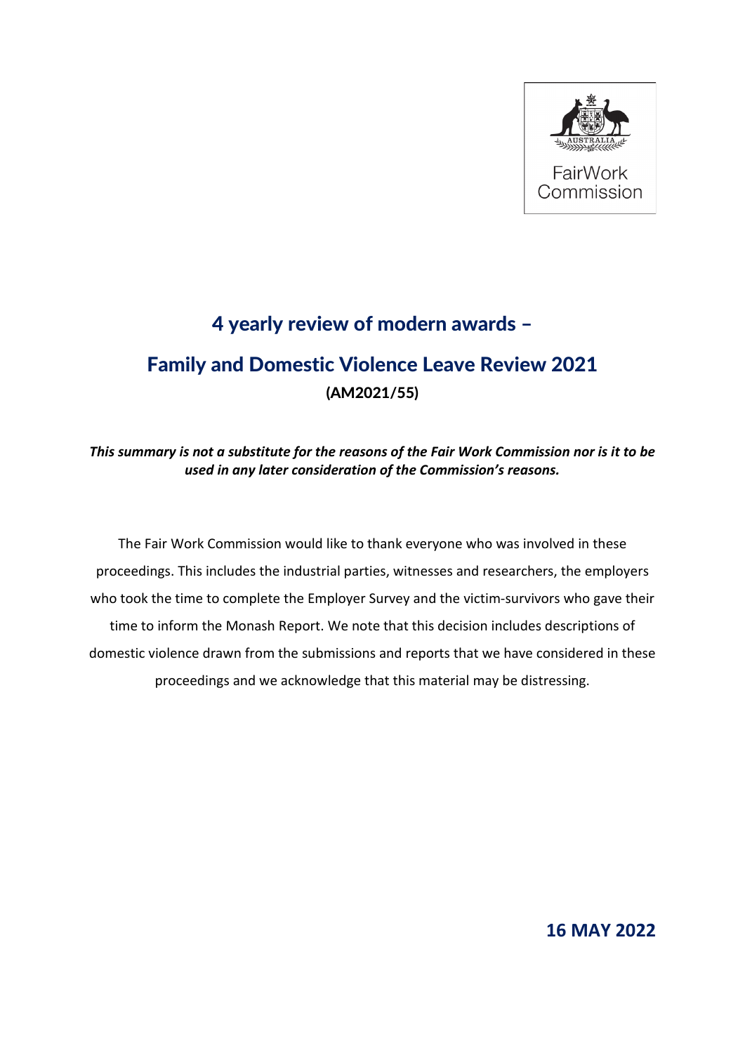FairWork Commission

# 4 yearly review of modern awards –

# Family and Domestic Violence Leave Review 2021

**(AM2021/55)**

***This summary is not a substitute for the reasons of the Fair Work Commission nor is it to be used in any later consideration of the Commission's reasons.***

The Fair Work Commission would like to thank everyone who was involved in these proceedings. This includes the industrial parties, witnesses and researchers, the employers who took the time to complete the Employer Survey and the victim-survivors who gave their time to inform the Monash Report. We note that this decision includes descriptions of domestic violence drawn from the submissions and reports that we have considered in these proceedings and we acknowledge that this material may be distressing.

**16 MAY 2022**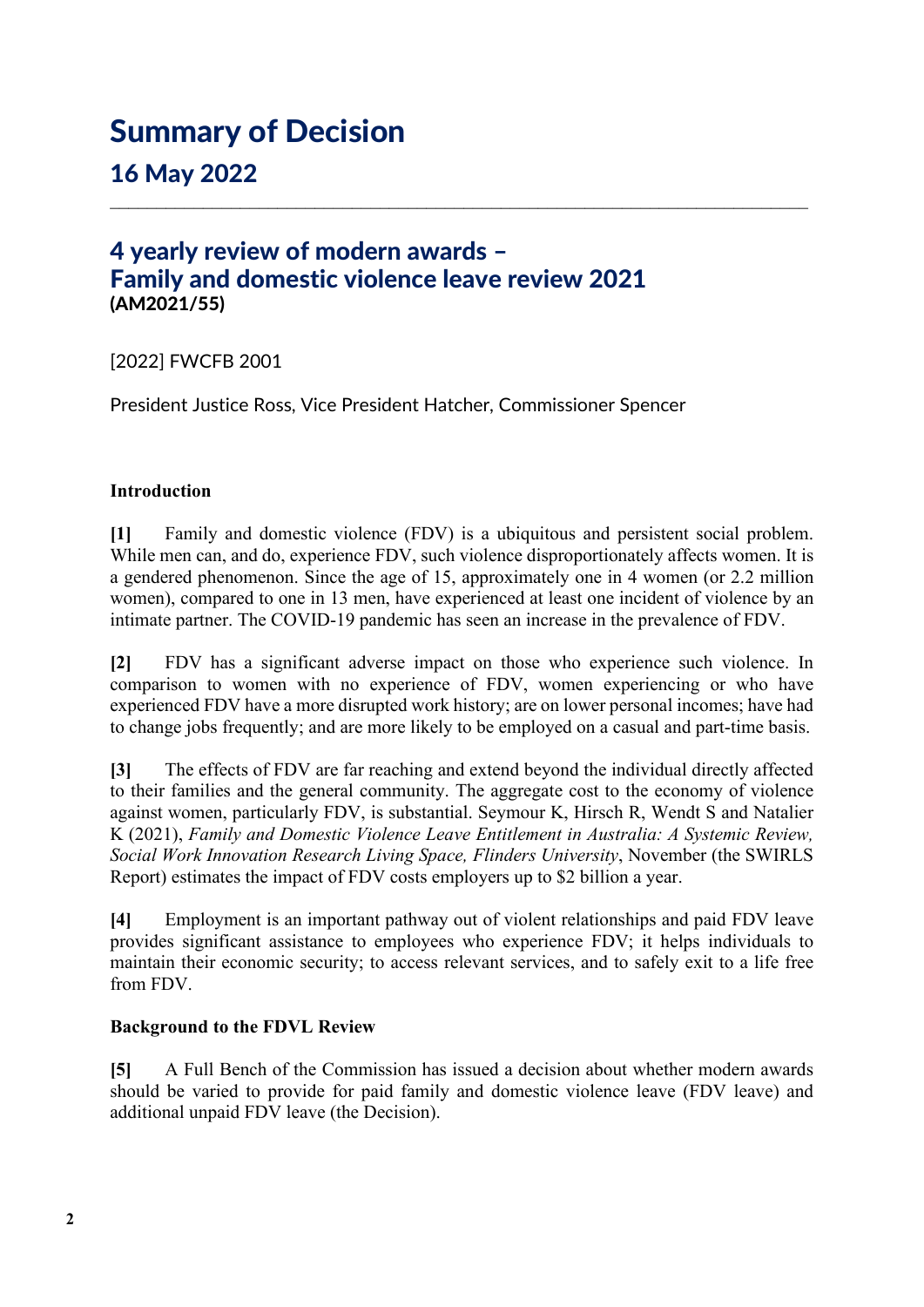# Summary of Decision

## 16 May 2022

## 4 yearly review of modern awards – Family and domestic violence leave review 2021

**(AM2021/55)**

[2022] FWCFB 2001

President Justice Ross, Vice President Hatcher, Commissioner Spencer

**Introduction**

**[1]** Family and domestic violence (FDV) is a ubiquitous and persistent social problem. While men can, and do, experience FDV, such violence disproportionately affects women. It is a gendered phenomenon. Since the age of 15, approximately one in 4 women (or 2.2 million women), compared to one in 13 men, have experienced at least one incident of violence by an intimate partner. The COVID-19 pandemic has seen an increase in the prevalence of FDV.

**[2]** FDV has a significant adverse impact on those who experience such violence. In comparison to women with no experience of FDV, women experiencing or who have experienced FDV have a more disrupted work history; are on lower personal incomes; have had to change jobs frequently; and are more likely to be employed on a casual and part-time basis.

**[3]** The effects of FDV are far reaching and extend beyond the individual directly affected to their families and the general community. The aggregate cost to the economy of violence against women, particularly FDV, is substantial. Seymour K, Hirsch R, Wendt S and Natalier K (2021), *Family and Domestic Violence Leave Entitlement in Australia: A Systemic Review, Social Work Innovation Research Living Space, Flinders University*, November (the SWIRLS Report) estimates the impact of FDV costs employers up to $2 billion a year.

**[4]** Employment is an important pathway out of violent relationships and paid FDV leave provides significant assistance to employees who experience FDV; it helps individuals to maintain their economic security; to access relevant services, and to safely exit to a life free from FDV.

**Background to the FDVL Review**

**[5]** A Full Bench of the Commission has issued a decision about whether modern awards should be varied to provide for paid family and domestic violence leave (FDV leave) and additional unpaid FDV leave (the Decision).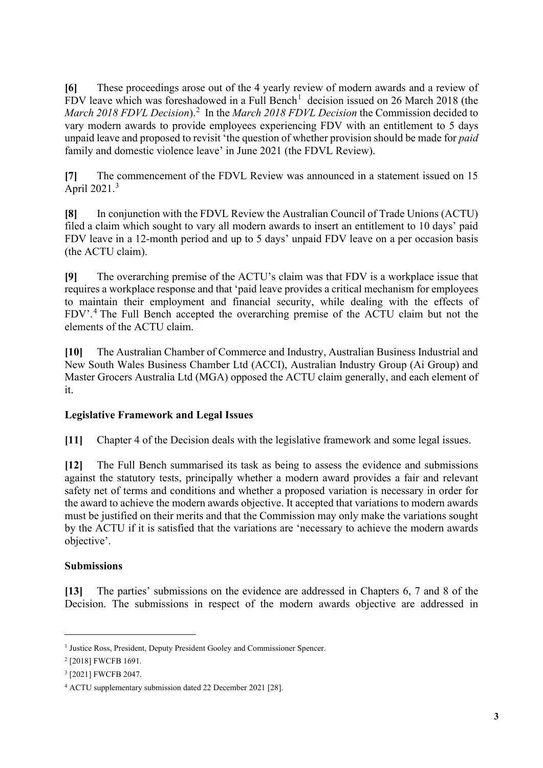**[6]** These proceedings arose out of the 4 yearly review of modern awards and a review of FDV leave which was foreshadowed in a Full Bench[1] decision issued on 26 March 2018 (the *March 2018 FDVL Decision*).[2] In the *March 2018 FDVL Decision* the Commission decided to vary modern awards to provide employees experiencing FDV with an entitlement to 5 days unpaid leave and proposed to revisit 'the question of whether provision should be made for *paid* family and domestic violence leave' in June 2021 (the FDVL Review).

**[7]** The commencement of the FDVL Review was announced in a statement issued on 15 April 2021.[3]

**[8]** In conjunction with the FDVL Review the Australian Council of Trade Unions (ACTU) filed a claim which sought to vary all modern awards to insert an entitlement to 10 days' paid FDV leave in a 12-month period and up to 5 days' unpaid FDV leave on a per occasion basis (the ACTU claim).

**[9]** The overarching premise of the ACTU's claim was that FDV is a workplace issue that requires a workplace response and that 'paid leave provides a critical mechanism for employees to maintain their employment and financial security, while dealing with the effects of FDV'.[4] The Full Bench accepted the overarching premise of the ACTU claim but not the elements of the ACTU claim.

**[10]** The Australian Chamber of Commerce and Industry, Australian Business Industrial and New South Wales Business Chamber Ltd (ACCI), Australian Industry Group (Ai Group) and Master Grocers Australia Ltd (MGA) opposed the ACTU claim generally, and each element of it.

**Legislative Framework and Legal Issues**

**[11]** Chapter 4 of the Decision deals with the legislative framework and some legal issues.

**[12]** The Full Bench summarised its task as being to assess the evidence and submissions against the statutory tests, principally whether a modern award provides a fair and relevant safety net of terms and conditions and whether a proposed variation is necessary in order for the award to achieve the modern awards objective. It accepted that variations to modern awards must be justified on their merits and that the Commission may only make the variations sought by the ACTU if it is satisfied that the variations are 'necessary to achieve the modern awards objective'.

**Submissions**

**[13]** The parties' submissions on the evidence are addressed in Chapters 6, 7 and 8 of the Decision. The submissions in respect of the modern awards objective are addressed in

---

[1] Justice Ross, President, Deputy President Gooley and Commissioner Spencer.

[2] [2018] FWCFB 1691.

[3] [2021] FWCFB 2047.

[4] ACTU supplementary submission dated 22 December 2021 [28].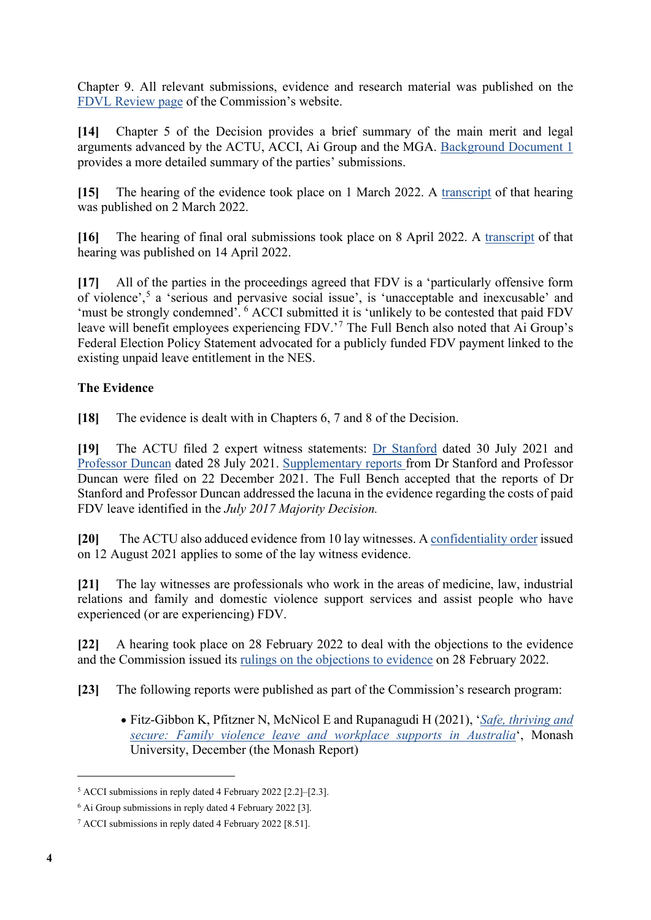Chapter 9. All relevant submissions, evidence and research material was published on the FDVL Review page of the Commission's website.

**[14]** Chapter 5 of the Decision provides a brief summary of the main merit and legal arguments advanced by the ACTU, ACCI, Ai Group and the MGA. Background Document 1 provides a more detailed summary of the parties' submissions.

**[15]** The hearing of the evidence took place on 1 March 2022. A transcript of that hearing was published on 2 March 2022.

**[16]** The hearing of final oral submissions took place on 8 April 2022. A transcript of that hearing was published on 14 April 2022.

**[17]** All of the parties in the proceedings agreed that FDV is a 'particularly offensive form of violence',[5] a 'serious and pervasive social issue', is 'unacceptable and inexcusable' and 'must be strongly condemned'.[6] ACCI submitted it is 'unlikely to be contested that paid FDV leave will benefit employees experiencing FDV.'[7] The Full Bench also noted that Ai Group's Federal Election Policy Statement advocated for a publicly funded FDV payment linked to the existing unpaid leave entitlement in the NES.

**The Evidence**

**[18]** The evidence is dealt with in Chapters 6, 7 and 8 of the Decision.

**[19]** The ACTU filed 2 expert witness statements: Dr Stanford dated 30 July 2021 and Professor Duncan dated 28 July 2021. Supplementary reports from Dr Stanford and Professor Duncan were filed on 22 December 2021. The Full Bench accepted that the reports of Dr Stanford and Professor Duncan addressed the lacuna in the evidence regarding the costs of paid FDV leave identified in the *July 2017 Majority Decision.*

**[20]** The ACTU also adduced evidence from 10 lay witnesses. A confidentiality order issued on 12 August 2021 applies to some of the lay witness evidence.

**[21]** The lay witnesses are professionals who work in the areas of medicine, law, industrial relations and family and domestic violence support services and assist people who have experienced (or are experiencing) FDV.

**[22]** A hearing took place on 28 February 2022 to deal with the objections to the evidence and the Commission issued its rulings on the objections to evidence on 28 February 2022.

**[23]** The following reports were published as part of the Commission's research program:

- Fitz-Gibbon K, Pfitzner N, McNicol E and Rupanagudi H (2021), '*Safe, thriving and secure: Family violence leave and workplace supports in Australia*', Monash University, December (the Monash Report)

---

[5] ACCI submissions in reply dated 4 February 2022 [2.2]–[2.3].

[6] Ai Group submissions in reply dated 4 February 2022 [3].

[7] ACCI submissions in reply dated 4 February 2022 [8.51].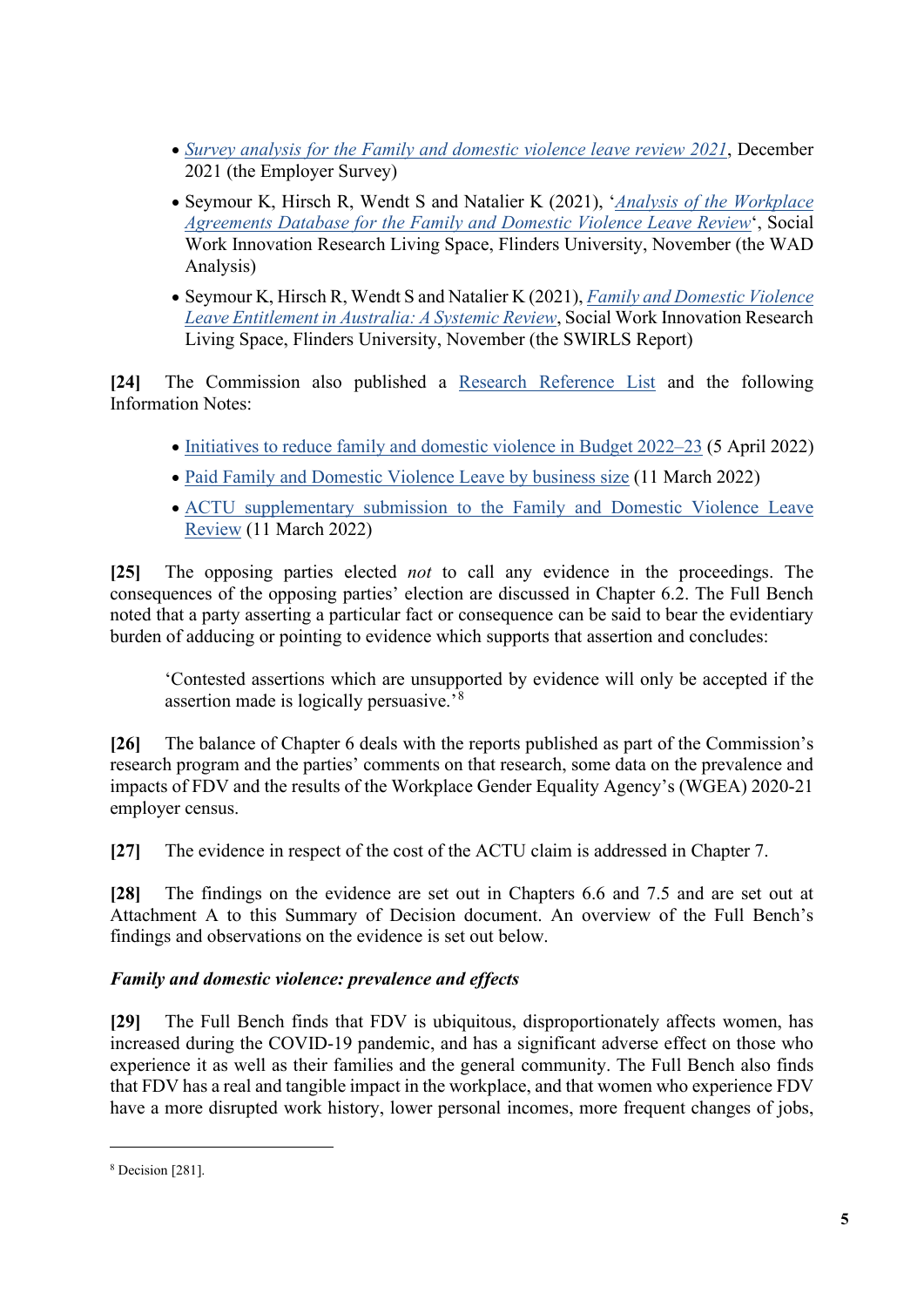- *Survey analysis for the Family and domestic violence leave review 2021*, December 2021 (the Employer Survey)
- Seymour K, Hirsch R, Wendt S and Natalier K (2021), '*Analysis of the Workplace Agreements Database for the Family and Domestic Violence Leave Review*', Social Work Innovation Research Living Space, Flinders University, November (the WAD Analysis)
- Seymour K, Hirsch R, Wendt S and Natalier K (2021), *Family and Domestic Violence Leave Entitlement in Australia: A Systemic Review*, Social Work Innovation Research Living Space, Flinders University, November (the SWIRLS Report)

**[24]** The Commission also published a Research Reference List and the following Information Notes:

- Initiatives to reduce family and domestic violence in Budget 2022–23 (5 April 2022)
- Paid Family and Domestic Violence Leave by business size (11 March 2022)
- ACTU supplementary submission to the Family and Domestic Violence Leave Review (11 March 2022)

**[25]** The opposing parties elected *not* to call any evidence in the proceedings. The consequences of the opposing parties' election are discussed in Chapter 6.2. The Full Bench noted that a party asserting a particular fact or consequence can be said to bear the evidentiary burden of adducing or pointing to evidence which supports that assertion and concludes:

> 'Contested assertions which are unsupported by evidence will only be accepted if the assertion made is logically persuasive.'[8]

**[26]** The balance of Chapter 6 deals with the reports published as part of the Commission's research program and the parties' comments on that research, some data on the prevalence and impacts of FDV and the results of the Workplace Gender Equality Agency's (WGEA) 2020-21 employer census.

**[27]** The evidence in respect of the cost of the ACTU claim is addressed in Chapter 7.

**[28]** The findings on the evidence are set out in Chapters 6.6 and 7.5 and are set out at Attachment A to this Summary of Decision document. An overview of the Full Bench's findings and observations on the evidence is set out below.

### *Family and domestic violence: prevalence and effects*

**[29]** The Full Bench finds that FDV is ubiquitous, disproportionately affects women, has increased during the COVID-19 pandemic, and has a significant adverse effect on those who experience it as well as their families and the general community. The Full Bench also finds that FDV has a real and tangible impact in the workplace, and that women who experience FDV have a more disrupted work history, lower personal incomes, more frequent changes of jobs,

---

[8] Decision [281].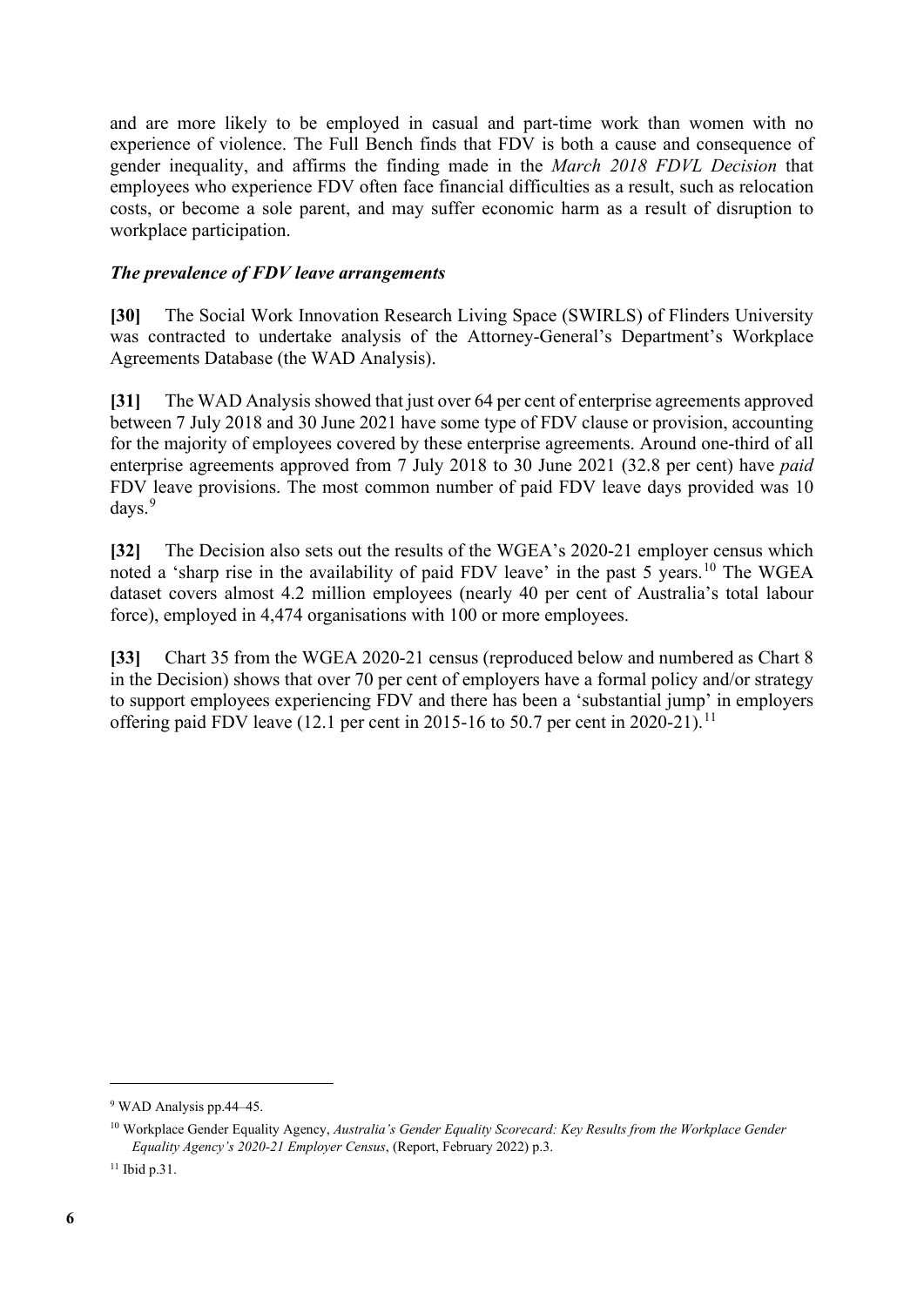and are more likely to be employed in casual and part-time work than women with no experience of violence. The Full Bench finds that FDV is both a cause and consequence of gender inequality, and affirms the finding made in the *March 2018 FDVL Decision* that employees who experience FDV often face financial difficulties as a result, such as relocation costs, or become a sole parent, and may suffer economic harm as a result of disruption to workplace participation.

### *The prevalence of FDV leave arrangements*

**[30]** The Social Work Innovation Research Living Space (SWIRLS) of Flinders University was contracted to undertake analysis of the Attorney-General's Department's Workplace Agreements Database (the WAD Analysis).

**[31]** The WAD Analysis showed that just over 64 per cent of enterprise agreements approved between 7 July 2018 and 30 June 2021 have some type of FDV clause or provision, accounting for the majority of employees covered by these enterprise agreements. Around one-third of all enterprise agreements approved from 7 July 2018 to 30 June 2021 (32.8 per cent) have *paid* FDV leave provisions. The most common number of paid FDV leave days provided was 10 days.[9]

**[32]** The Decision also sets out the results of the WGEA's 2020-21 employer census which noted a 'sharp rise in the availability of paid FDV leave' in the past 5 years.[10] The WGEA dataset covers almost 4.2 million employees (nearly 40 per cent of Australia's total labour force), employed in 4,474 organisations with 100 or more employees.

**[33]** Chart 35 from the WGEA 2020-21 census (reproduced below and numbered as Chart 8 in the Decision) shows that over 70 per cent of employers have a formal policy and/or strategy to support employees experiencing FDV and there has been a 'substantial jump' in employers offering paid FDV leave (12.1 per cent in 2015-16 to 50.7 per cent in 2020-21).[11]

---

[9] WAD Analysis pp.44–45.

[10] Workplace Gender Equality Agency, *Australia's Gender Equality Scorecard: Key Results from the Workplace Gender Equality Agency's 2020-21 Employer Census*, (Report, February 2022) p.3.

[11] Ibid p.31.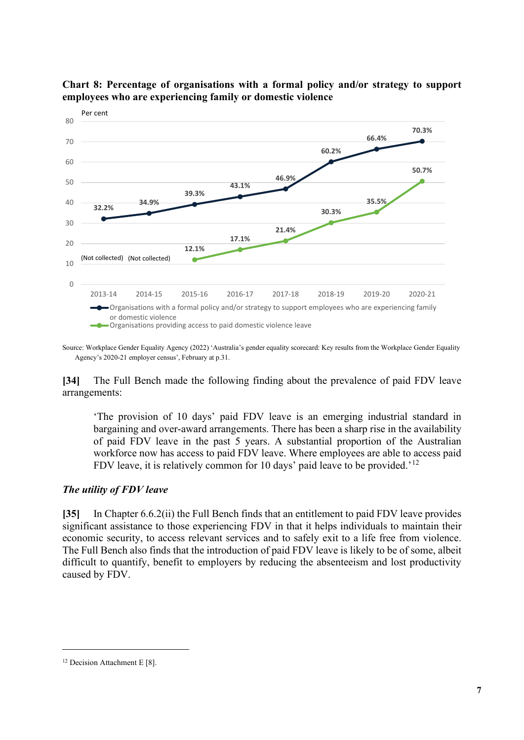**Chart 8: Percentage of organisations with a formal policy and/or strategy to support employees who are experiencing family or domestic violence**

| Year | Organisations with a formal policy and/or strategy to support employees who are experiencing family or domestic violence (per cent) | Organisations providing access to paid domestic violence leave (per cent) |
|---|---|---|
| 2013-14 | 32.2% | (Not collected) |
| 2014-15 | 34.9% | (Not collected) |
| 2015-16 | 39.3% | 12.1% |
| 2016-17 | 43.1% | 17.1% |
| 2017-18 | 46.9% | 21.4% |
| 2018-19 | 60.2% | 30.3% |
| 2019-20 | 66.4% | 35.5% |
| 2020-21 | 70.3% | 50.7% |

Source: Workplace Gender Equality Agency (2022) 'Australia's gender equality scorecard: Key results from the Workplace Gender Equality Agency's 2020-21 employer census', February at p.31.

**[34]** The Full Bench made the following finding about the prevalence of paid FDV leave arrangements:

> 'The provision of 10 days' paid FDV leave is an emerging industrial standard in bargaining and over-award arrangements. There has been a sharp rise in the availability of paid FDV leave in the past 5 years. A substantial proportion of the Australian workforce now has access to paid FDV leave. Where employees are able to access paid FDV leave, it is relatively common for 10 days' paid leave to be provided.'[12]

### *The utility of FDV leave*

**[35]** In Chapter 6.6.2(ii) the Full Bench finds that an entitlement to paid FDV leave provides significant assistance to those experiencing FDV in that it helps individuals to maintain their economic security, to access relevant services and to safely exit to a life free from violence. The Full Bench also finds that the introduction of paid FDV leave is likely to be of some, albeit difficult to quantify, benefit to employers by reducing the absenteeism and lost productivity caused by FDV.

---

[12] Decision Attachment E [8].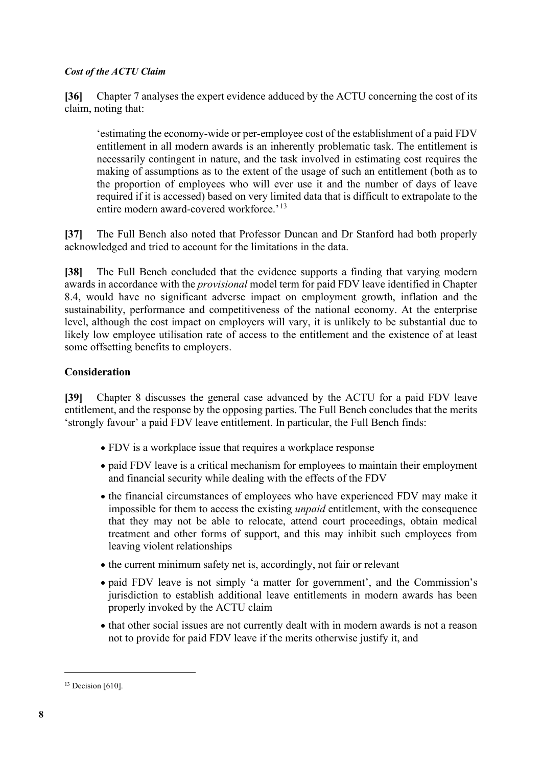***Cost of the ACTU Claim***

**[36]** Chapter 7 analyses the expert evidence adduced by the ACTU concerning the cost of its claim, noting that:

> 'estimating the economy-wide or per-employee cost of the establishment of a paid FDV entitlement in all modern awards is an inherently problematic task. The entitlement is necessarily contingent in nature, and the task involved in estimating cost requires the making of assumptions as to the extent of the usage of such an entitlement (both as to the proportion of employees who will ever use it and the number of days of leave required if it is accessed) based on very limited data that is difficult to extrapolate to the entire modern award-covered workforce.'[13]

**[37]** The Full Bench also noted that Professor Duncan and Dr Stanford had both properly acknowledged and tried to account for the limitations in the data.

**[38]** The Full Bench concluded that the evidence supports a finding that varying modern awards in accordance with the *provisional* model term for paid FDV leave identified in Chapter 8.4, would have no significant adverse impact on employment growth, inflation and the sustainability, performance and competitiveness of the national economy. At the enterprise level, although the cost impact on employers will vary, it is unlikely to be substantial due to likely low employee utilisation rate of access to the entitlement and the existence of at least some offsetting benefits to employers.

## Consideration

**[39]** Chapter 8 discusses the general case advanced by the ACTU for a paid FDV leave entitlement, and the response by the opposing parties. The Full Bench concludes that the merits 'strongly favour' a paid FDV leave entitlement. In particular, the Full Bench finds:

- FDV is a workplace issue that requires a workplace response
- paid FDV leave is a critical mechanism for employees to maintain their employment and financial security while dealing with the effects of the FDV
- the financial circumstances of employees who have experienced FDV may make it impossible for them to access the existing *unpaid* entitlement, with the consequence that they may not be able to relocate, attend court proceedings, obtain medical treatment and other forms of support, and this may inhibit such employees from leaving violent relationships
- the current minimum safety net is, accordingly, not fair or relevant
- paid FDV leave is not simply 'a matter for government', and the Commission's jurisdiction to establish additional leave entitlements in modern awards has been properly invoked by the ACTU claim
- that other social issues are not currently dealt with in modern awards is not a reason not to provide for paid FDV leave if the merits otherwise justify it, and

---

[13] Decision [610].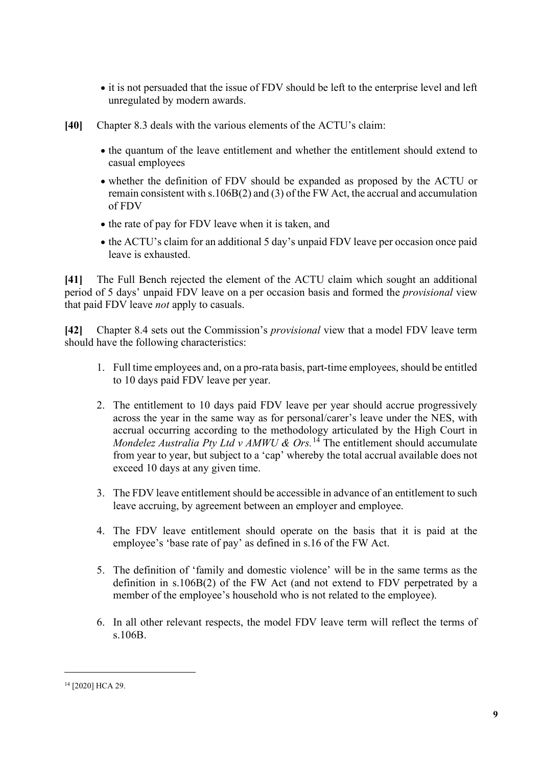- it is not persuaded that the issue of FDV should be left to the enterprise level and left unregulated by modern awards.

**[40]** Chapter 8.3 deals with the various elements of the ACTU's claim:

- the quantum of the leave entitlement and whether the entitlement should extend to casual employees
- whether the definition of FDV should be expanded as proposed by the ACTU or remain consistent with s.106B(2) and (3) of the FW Act, the accrual and accumulation of FDV
- the rate of pay for FDV leave when it is taken, and
- the ACTU's claim for an additional 5 day's unpaid FDV leave per occasion once paid leave is exhausted.

**[41]** The Full Bench rejected the element of the ACTU claim which sought an additional period of 5 days' unpaid FDV leave on a per occasion basis and formed the *provisional* view that paid FDV leave *not* apply to casuals.

**[42]** Chapter 8.4 sets out the Commission's *provisional* view that a model FDV leave term should have the following characteristics:

1. Full time employees and, on a pro-rata basis, part-time employees, should be entitled to 10 days paid FDV leave per year.
2. The entitlement to 10 days paid FDV leave per year should accrue progressively across the year in the same way as for personal/carer's leave under the NES, with accrual occurring according to the methodology articulated by the High Court in *Mondelez Australia Pty Ltd v AMWU & Ors.*[14] The entitlement should accumulate from year to year, but subject to a 'cap' whereby the total accrual available does not exceed 10 days at any given time.
3. The FDV leave entitlement should be accessible in advance of an entitlement to such leave accruing, by agreement between an employer and employee.
4. The FDV leave entitlement should operate on the basis that it is paid at the employee's 'base rate of pay' as defined in s.16 of the FW Act.
5. The definition of 'family and domestic violence' will be in the same terms as the definition in s.106B(2) of the FW Act (and not extend to FDV perpetrated by a member of the employee's household who is not related to the employee).
6. In all other relevant respects, the model FDV leave term will reflect the terms of s.106B.

---

[14] [2020] HCA 29.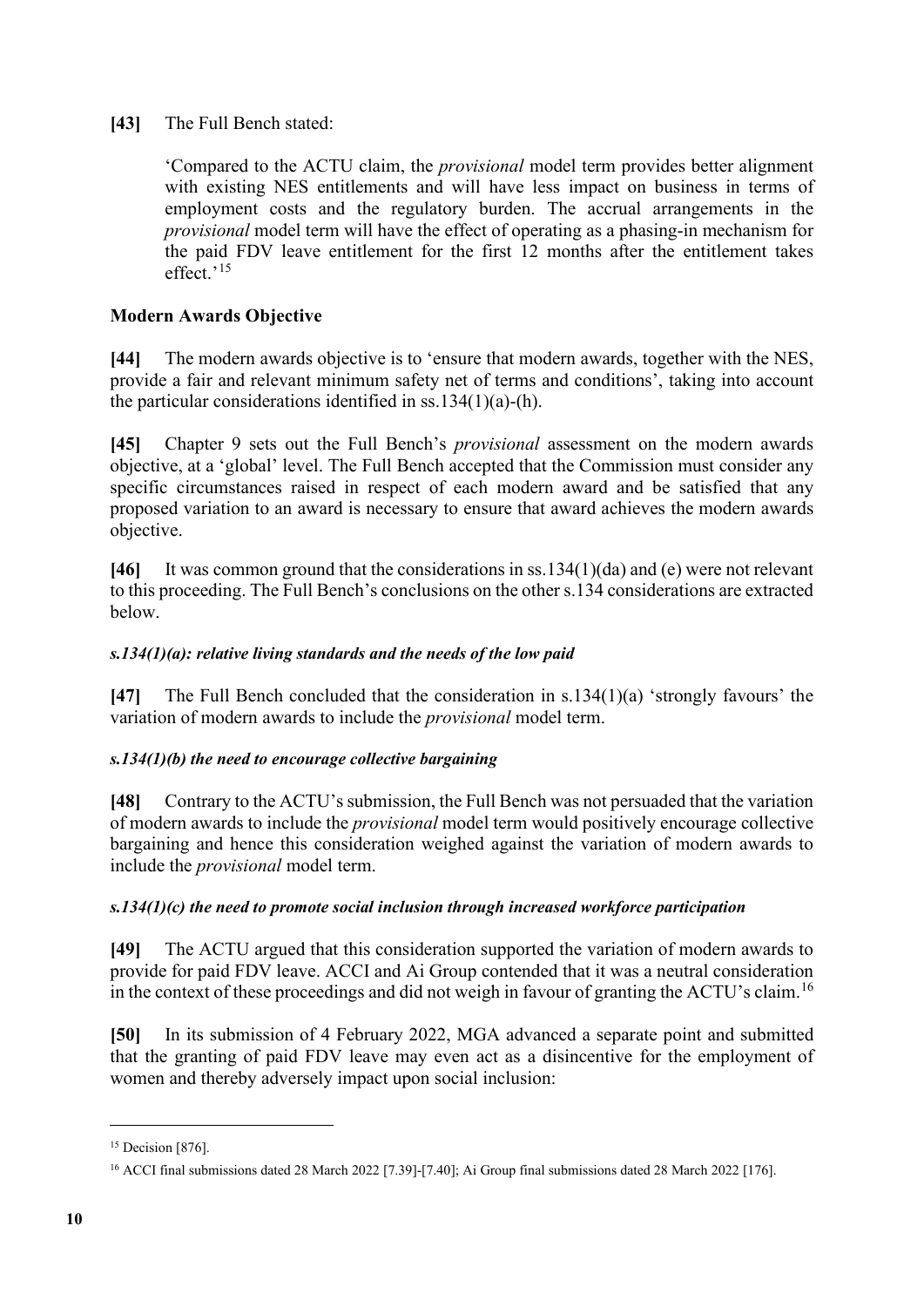**[43]** The Full Bench stated:

> 'Compared to the ACTU claim, the *provisional* model term provides better alignment with existing NES entitlements and will have less impact on business in terms of employment costs and the regulatory burden. The accrual arrangements in the *provisional* model term will have the effect of operating as a phasing-in mechanism for the paid FDV leave entitlement for the first 12 months after the entitlement takes effect.'[15]

**Modern Awards Objective**

**[44]** The modern awards objective is to 'ensure that modern awards, together with the NES, provide a fair and relevant minimum safety net of terms and conditions', taking into account the particular considerations identified in ss.134(1)(a)-(h).

**[45]** Chapter 9 sets out the Full Bench's *provisional* assessment on the modern awards objective, at a 'global' level. The Full Bench accepted that the Commission must consider any specific circumstances raised in respect of each modern award and be satisfied that any proposed variation to an award is necessary to ensure that award achieves the modern awards objective.

**[46]** It was common ground that the considerations in ss.134(1)(da) and (e) were not relevant to this proceeding. The Full Bench's conclusions on the other s.134 considerations are extracted below.

***s.134(1)(a): relative living standards and the needs of the low paid***

**[47]** The Full Bench concluded that the consideration in s.134(1)(a) 'strongly favours' the variation of modern awards to include the *provisional* model term.

***s.134(1)(b) the need to encourage collective bargaining***

**[48]** Contrary to the ACTU's submission, the Full Bench was not persuaded that the variation of modern awards to include the *provisional* model term would positively encourage collective bargaining and hence this consideration weighed against the variation of modern awards to include the *provisional* model term.

***s.134(1)(c) the need to promote social inclusion through increased workforce participation***

**[49]** The ACTU argued that this consideration supported the variation of modern awards to provide for paid FDV leave. ACCI and Ai Group contended that it was a neutral consideration in the context of these proceedings and did not weigh in favour of granting the ACTU's claim.[16]

**[50]** In its submission of 4 February 2022, MGA advanced a separate point and submitted that the granting of paid FDV leave may even act as a disincentive for the employment of women and thereby adversely impact upon social inclusion:

---

[15] Decision [876].

[16] ACCI final submissions dated 28 March 2022 [7.39]-[7.40]; Ai Group final submissions dated 28 March 2022 [176].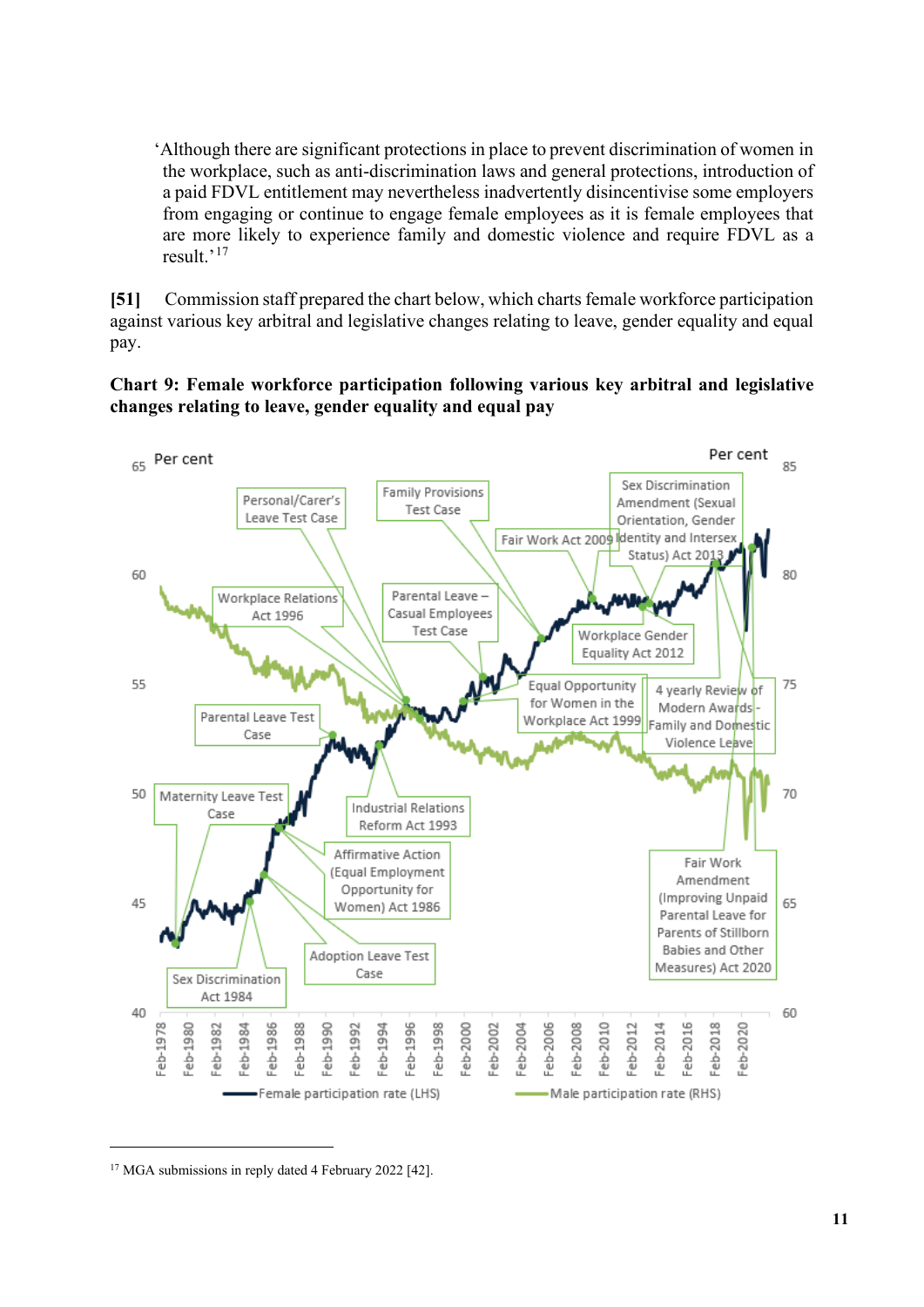'Although there are significant protections in place to prevent discrimination of women in the workplace, such as anti-discrimination laws and general protections, introduction of a paid FDVL entitlement may nevertheless inadvertently disincentivise some employers from engaging or continue to engage female employees as it is female employees that are more likely to experience family and domestic violence and require FDVL as a result.'[17]

**[51]** Commission staff prepared the chart below, which charts female workforce participation against various key arbitral and legislative changes relating to leave, gender equality and equal pay.

**Chart 9: Female workforce participation following various key arbitral and legislative changes relating to leave, gender equality and equal pay**

Per cent (LHS): 40–65 | Per cent (RHS): 60–85

Annotated events: Maternity Leave Test Case; Sex Discrimination Act 1984; Adoption Leave Test Case; Affirmative Action (Equal Employment Opportunity for Women) Act 1986; Parental Leave Test Case; Industrial Relations Reform Act 1993; Workplace Relations Act 1996; Personal/Carer's Leave Test Case; Family Provisions Test Case; Parental Leave – Casual Employees Test Case; Equal Opportunity for Women in the Workplace Act 1999; Fair Work Act 2009; Workplace Gender Equality Act 2012; Sex Discrimination Amendment (Sexual Orientation, Gender Identity and Intersex Status) Act 2013; 4 yearly Review of Modern Awards - Family and Domestic Violence Leave; Fair Work Amendment (Improving Unpaid Parental Leave for Parents of Stillborn Babies and Other Measures) Act 2020

X-axis: Feb-1978 to Feb-2020

Legend: Female participation rate (LHS); Male participation rate (RHS)

[17] MGA submissions in reply dated 4 February 2022 [42].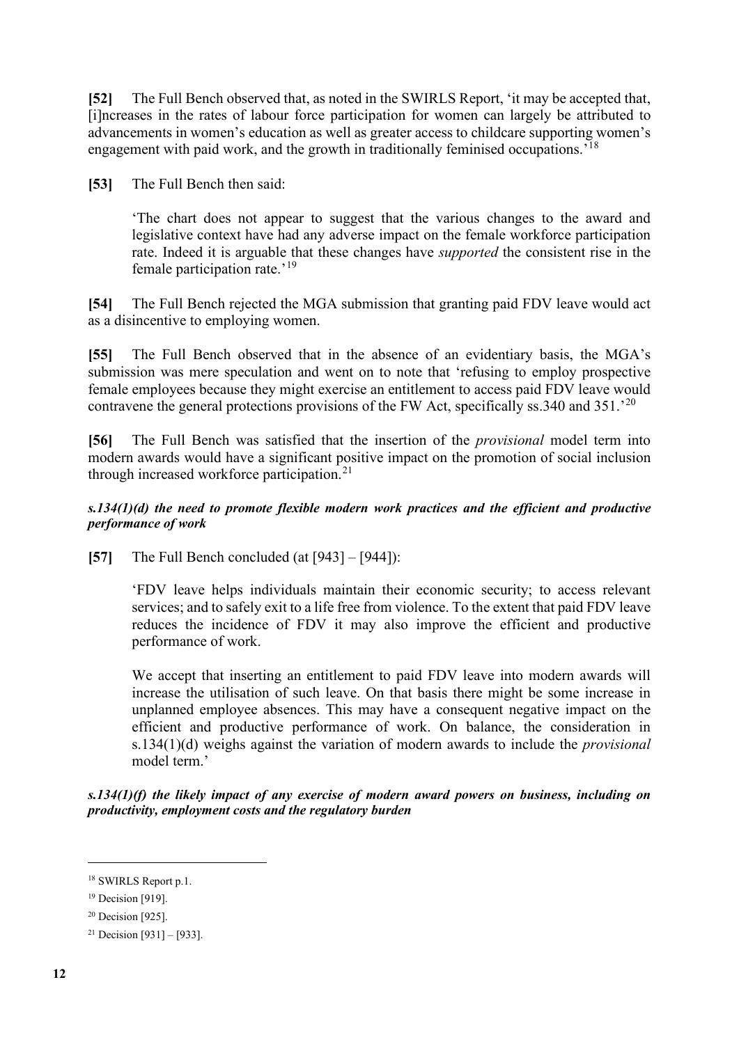**[52]** The Full Bench observed that, as noted in the SWIRLS Report, 'it may be accepted that, [i]ncreases in the rates of labour force participation for women can largely be attributed to advancements in women's education as well as greater access to childcare supporting women's engagement with paid work, and the growth in traditionally feminised occupations.'[18]

**[53]** The Full Bench then said:

> 'The chart does not appear to suggest that the various changes to the award and legislative context have had any adverse impact on the female workforce participation rate. Indeed it is arguable that these changes have *supported* the consistent rise in the female participation rate.'[19]

**[54]** The Full Bench rejected the MGA submission that granting paid FDV leave would act as a disincentive to employing women.

**[55]** The Full Bench observed that in the absence of an evidentiary basis, the MGA's submission was mere speculation and went on to note that 'refusing to employ prospective female employees because they might exercise an entitlement to access paid FDV leave would contravene the general protections provisions of the FW Act, specifically ss.340 and 351.'[20]

**[56]** The Full Bench was satisfied that the insertion of the *provisional* model term into modern awards would have a significant positive impact on the promotion of social inclusion through increased workforce participation.[21]

***s.134(1)(d) the need to promote flexible modern work practices and the efficient and productive performance of work***

**[57]** The Full Bench concluded (at [943] – [944]):

> 'FDV leave helps individuals maintain their economic security; to access relevant services; and to safely exit to a life free from violence. To the extent that paid FDV leave reduces the incidence of FDV it may also improve the efficient and productive performance of work.
>
> We accept that inserting an entitlement to paid FDV leave into modern awards will increase the utilisation of such leave. On that basis there might be some increase in unplanned employee absences. This may have a consequent negative impact on the efficient and productive performance of work. On balance, the consideration in s.134(1)(d) weighs against the variation of modern awards to include the *provisional* model term.'

***s.134(1)(f) the likely impact of any exercise of modern award powers on business, including on productivity, employment costs and the regulatory burden***

---

[18] SWIRLS Report p.1.

[19] Decision [919].

[20] Decision [925].

[21] Decision [931] – [933].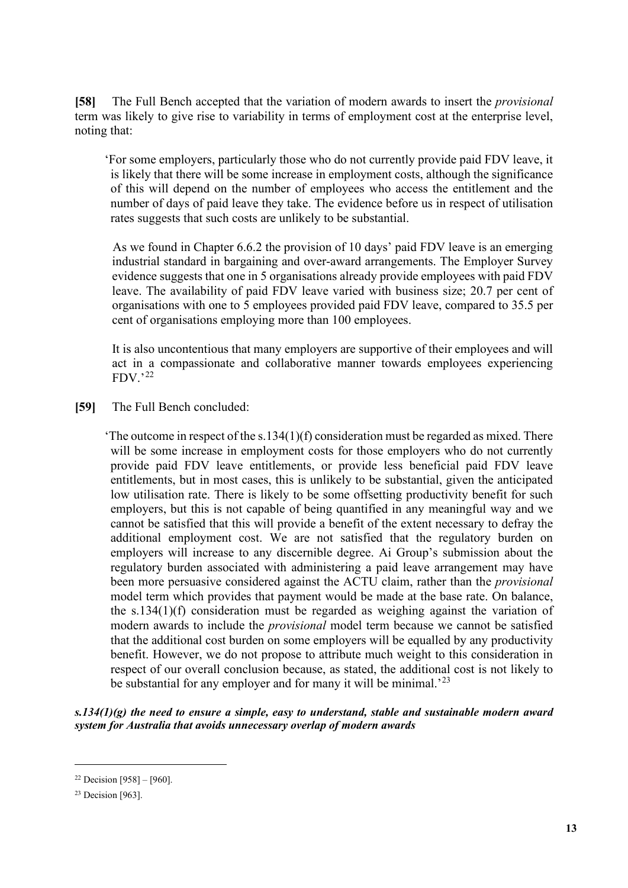**[58]** The Full Bench accepted that the variation of modern awards to insert the *provisional* term was likely to give rise to variability in terms of employment cost at the enterprise level, noting that:

> 'For some employers, particularly those who do not currently provide paid FDV leave, it is likely that there will be some increase in employment costs, although the significance of this will depend on the number of employees who access the entitlement and the number of days of paid leave they take. The evidence before us in respect of utilisation rates suggests that such costs are unlikely to be substantial.
>
> As we found in Chapter 6.6.2 the provision of 10 days' paid FDV leave is an emerging industrial standard in bargaining and over-award arrangements. The Employer Survey evidence suggests that one in 5 organisations already provide employees with paid FDV leave. The availability of paid FDV leave varied with business size; 20.7 per cent of organisations with one to 5 employees provided paid FDV leave, compared to 35.5 per cent of organisations employing more than 100 employees.
>
> It is also uncontentious that many employers are supportive of their employees and will act in a compassionate and collaborative manner towards employees experiencing FDV.'[22]

**[59]** The Full Bench concluded:

> 'The outcome in respect of the s.134(1)(f) consideration must be regarded as mixed. There will be some increase in employment costs for those employers who do not currently provide paid FDV leave entitlements, or provide less beneficial paid FDV leave entitlements, but in most cases, this is unlikely to be substantial, given the anticipated low utilisation rate. There is likely to be some offsetting productivity benefit for such employers, but this is not capable of being quantified in any meaningful way and we cannot be satisfied that this will provide a benefit of the extent necessary to defray the additional employment cost. We are not satisfied that the regulatory burden on employers will increase to any discernible degree. Ai Group's submission about the regulatory burden associated with administering a paid leave arrangement may have been more persuasive considered against the ACTU claim, rather than the *provisional* model term which provides that payment would be made at the base rate. On balance, the s.134(1)(f) consideration must be regarded as weighing against the variation of modern awards to include the *provisional* model term because we cannot be satisfied that the additional cost burden on some employers will be equalled by any productivity benefit. However, we do not propose to attribute much weight to this consideration in respect of our overall conclusion because, as stated, the additional cost is not likely to be substantial for any employer and for many it will be minimal.'[23]

***s.134(1)(g) the need to ensure a simple, easy to understand, stable and sustainable modern award system for Australia that avoids unnecessary overlap of modern awards***

---

[22] Decision [958] – [960].

[23] Decision [963].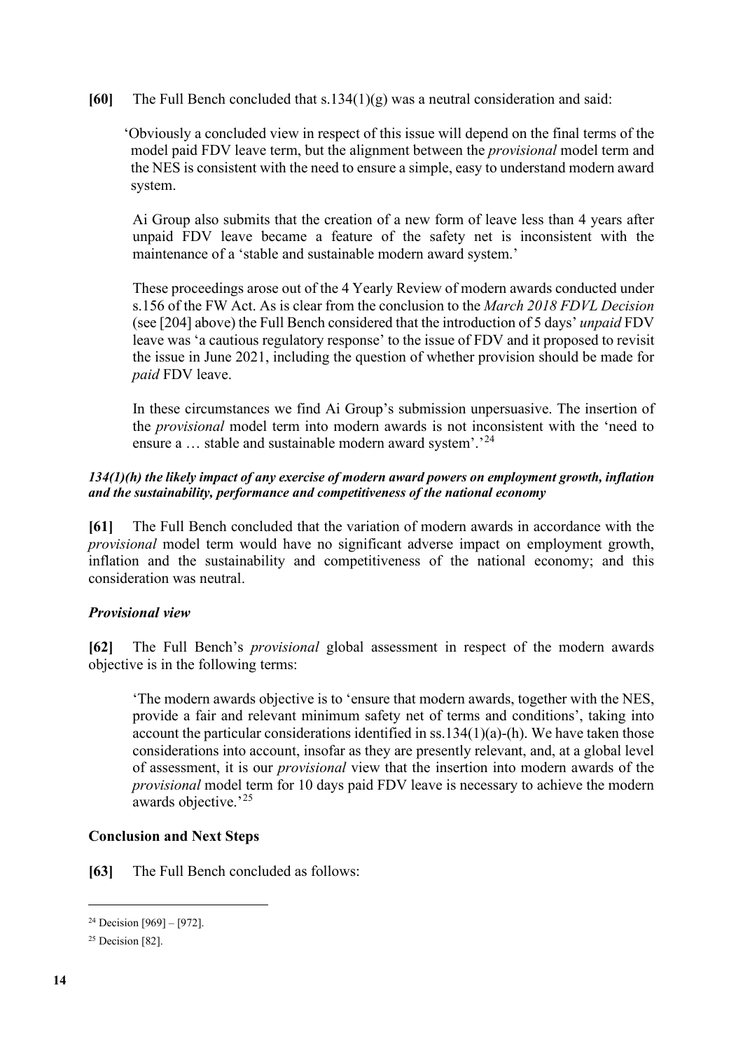**[60]** The Full Bench concluded that s.134(1)(g) was a neutral consideration and said:

> 'Obviously a concluded view in respect of this issue will depend on the final terms of the model paid FDV leave term, but the alignment between the *provisional* model term and the NES is consistent with the need to ensure a simple, easy to understand modern award system.
>
> Ai Group also submits that the creation of a new form of leave less than 4 years after unpaid FDV leave became a feature of the safety net is inconsistent with the maintenance of a 'stable and sustainable modern award system.'
>
> These proceedings arose out of the 4 Yearly Review of modern awards conducted under s.156 of the FW Act. As is clear from the conclusion to the *March 2018 FDVL Decision* (see [204] above) the Full Bench considered that the introduction of 5 days' *unpaid* FDV leave was 'a cautious regulatory response' to the issue of FDV and it proposed to revisit the issue in June 2021, including the question of whether provision should be made for *paid* FDV leave.
>
> In these circumstances we find Ai Group's submission unpersuasive. The insertion of the *provisional* model term into modern awards is not inconsistent with the 'need to ensure a … stable and sustainable modern award system'.'[24]

***134(1)(h) the likely impact of any exercise of modern award powers on employment growth, inflation and the sustainability, performance and competitiveness of the national economy***

**[61]** The Full Bench concluded that the variation of modern awards in accordance with the *provisional* model term would have no significant adverse impact on employment growth, inflation and the sustainability and competitiveness of the national economy; and this consideration was neutral.

***Provisional view***

**[62]** The Full Bench's *provisional* global assessment in respect of the modern awards objective is in the following terms:

> 'The modern awards objective is to 'ensure that modern awards, together with the NES, provide a fair and relevant minimum safety net of terms and conditions', taking into account the particular considerations identified in ss.134(1)(a)-(h). We have taken those considerations into account, insofar as they are presently relevant, and, at a global level of assessment, it is our *provisional* view that the insertion into modern awards of the *provisional* model term for 10 days paid FDV leave is necessary to achieve the modern awards objective.'[25]

**Conclusion and Next Steps**

**[63]** The Full Bench concluded as follows:

---

[24] Decision [969] – [972].

[25] Decision [82].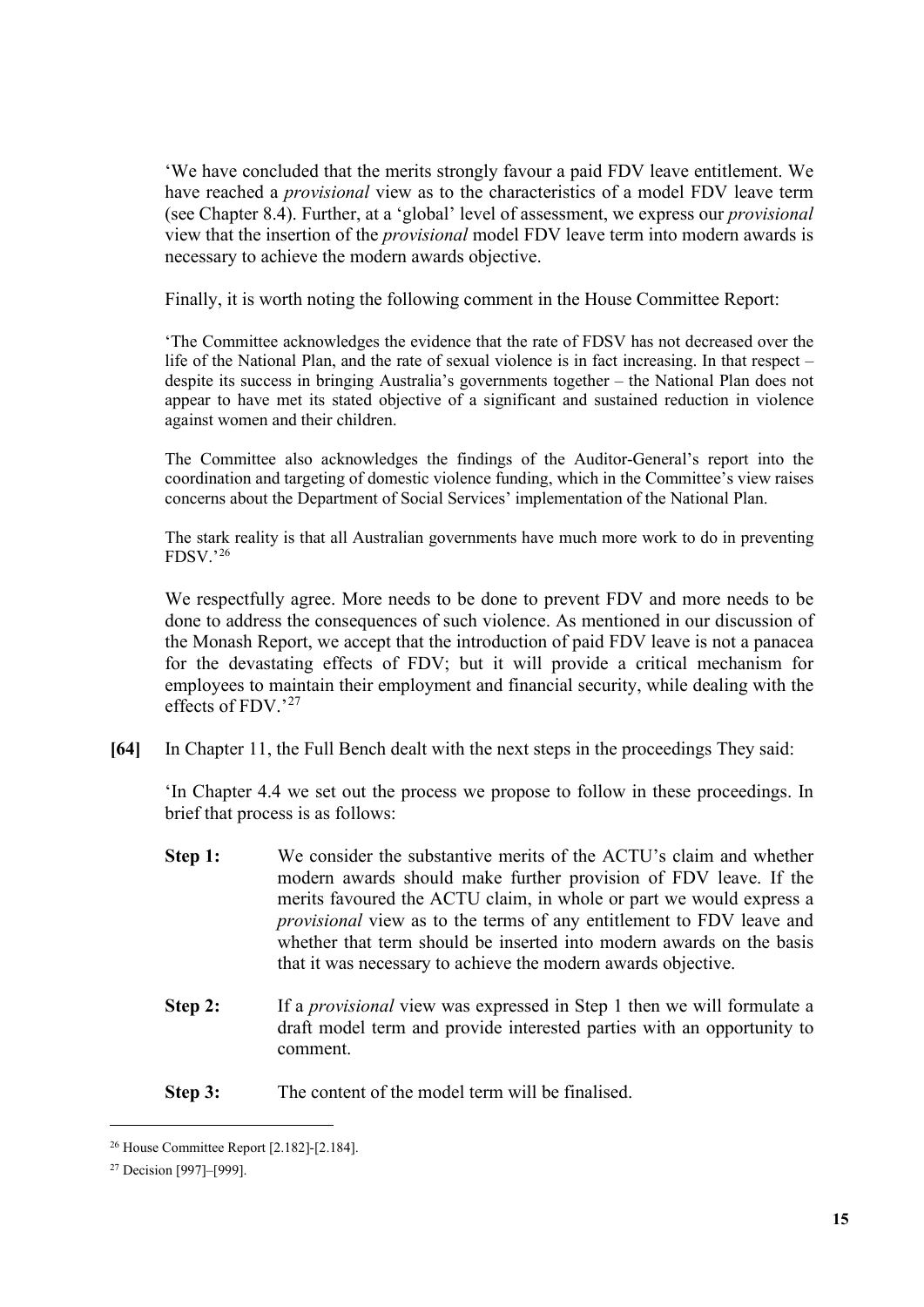'We have concluded that the merits strongly favour a paid FDV leave entitlement. We have reached a *provisional* view as to the characteristics of a model FDV leave term (see Chapter 8.4). Further, at a 'global' level of assessment, we express our *provisional* view that the insertion of the *provisional* model FDV leave term into modern awards is necessary to achieve the modern awards objective.

Finally, it is worth noting the following comment in the House Committee Report:

> 'The Committee acknowledges the evidence that the rate of FDSV has not decreased over the life of the National Plan, and the rate of sexual violence is in fact increasing. In that respect – despite its success in bringing Australia's governments together – the National Plan does not appear to have met its stated objective of a significant and sustained reduction in violence against women and their children.
>
> The Committee also acknowledges the findings of the Auditor-General's report into the coordination and targeting of domestic violence funding, which in the Committee's view raises concerns about the Department of Social Services' implementation of the National Plan.
>
> The stark reality is that all Australian governments have much more work to do in preventing FDSV.'[26]

We respectfully agree. More needs to be done to prevent FDV and more needs to be done to address the consequences of such violence. As mentioned in our discussion of the Monash Report, we accept that the introduction of paid FDV leave is not a panacea for the devastating effects of FDV; but it will provide a critical mechanism for employees to maintain their employment and financial security, while dealing with the effects of FDV.'[27]

**[64]** In Chapter 11, the Full Bench dealt with the next steps in the proceedings They said:

'In Chapter 4.4 we set out the process we propose to follow in these proceedings. In brief that process is as follows:

**Step 1:** We consider the substantive merits of the ACTU's claim and whether modern awards should make further provision of FDV leave. If the merits favoured the ACTU claim, in whole or part we would express a *provisional* view as to the terms of any entitlement to FDV leave and whether that term should be inserted into modern awards on the basis that it was necessary to achieve the modern awards objective.

**Step 2:** If a *provisional* view was expressed in Step 1 then we will formulate a draft model term and provide interested parties with an opportunity to comment.

**Step 3:** The content of the model term will be finalised.

---

[26] House Committee Report [2.182]-[2.184].

[27] Decision [997]–[999].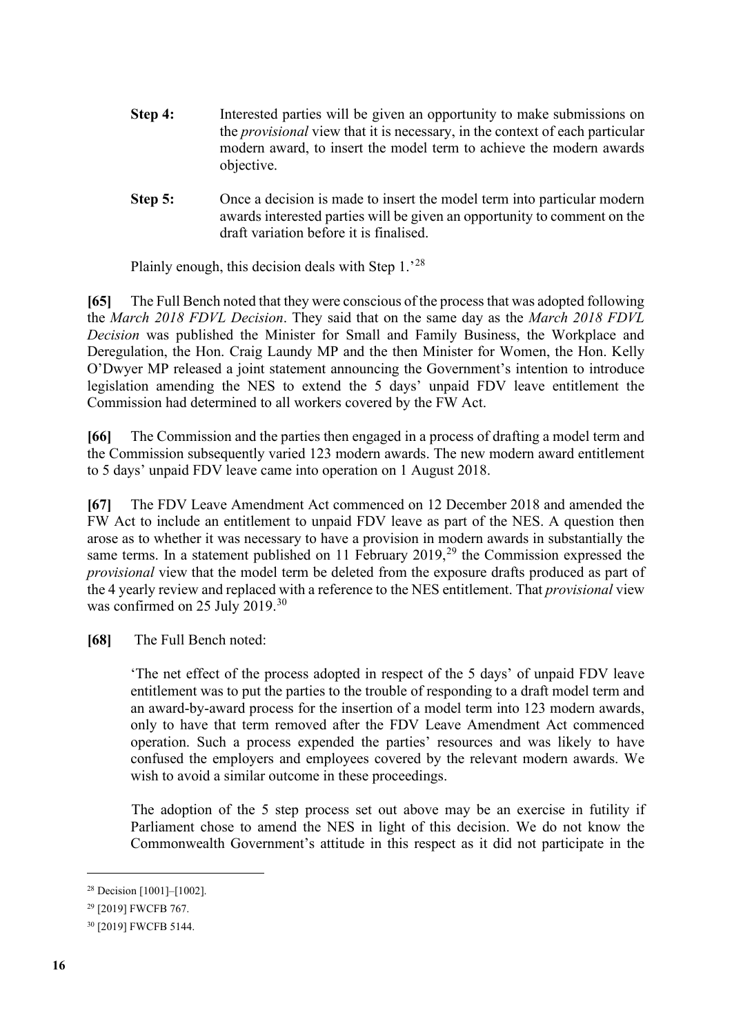**Step 4:** Interested parties will be given an opportunity to make submissions on the *provisional* view that it is necessary, in the context of each particular modern award, to insert the model term to achieve the modern awards objective.

**Step 5:** Once a decision is made to insert the model term into particular modern awards interested parties will be given an opportunity to comment on the draft variation before it is finalised.

Plainly enough, this decision deals with Step 1.'[28]

**[65]** The Full Bench noted that they were conscious of the process that was adopted following the *March 2018 FDVL Decision*. They said that on the same day as the *March 2018 FDVL Decision* was published the Minister for Small and Family Business, the Workplace and Deregulation, the Hon. Craig Laundy MP and the then Minister for Women, the Hon. Kelly O'Dwyer MP released a joint statement announcing the Government's intention to introduce legislation amending the NES to extend the 5 days' unpaid FDV leave entitlement the Commission had determined to all workers covered by the FW Act.

**[66]** The Commission and the parties then engaged in a process of drafting a model term and the Commission subsequently varied 123 modern awards. The new modern award entitlement to 5 days' unpaid FDV leave came into operation on 1 August 2018.

**[67]** The FDV Leave Amendment Act commenced on 12 December 2018 and amended the FW Act to include an entitlement to unpaid FDV leave as part of the NES. A question then arose as to whether it was necessary to have a provision in modern awards in substantially the same terms. In a statement published on 11 February 2019,[29] the Commission expressed the *provisional* view that the model term be deleted from the exposure drafts produced as part of the 4 yearly review and replaced with a reference to the NES entitlement. That *provisional* view was confirmed on 25 July 2019.[30]

**[68]** The Full Bench noted:

'The net effect of the process adopted in respect of the 5 days' of unpaid FDV leave entitlement was to put the parties to the trouble of responding to a draft model term and an award-by-award process for the insertion of a model term into 123 modern awards, only to have that term removed after the FDV Leave Amendment Act commenced operation. Such a process expended the parties' resources and was likely to have confused the employers and employees covered by the relevant modern awards. We wish to avoid a similar outcome in these proceedings.

The adoption of the 5 step process set out above may be an exercise in futility if Parliament chose to amend the NES in light of this decision. We do not know the Commonwealth Government's attitude in this respect as it did not participate in the

---

[28] Decision [1001]–[1002].

[29] [2019] FWCFB 767.

[30] [2019] FWCFB 5144.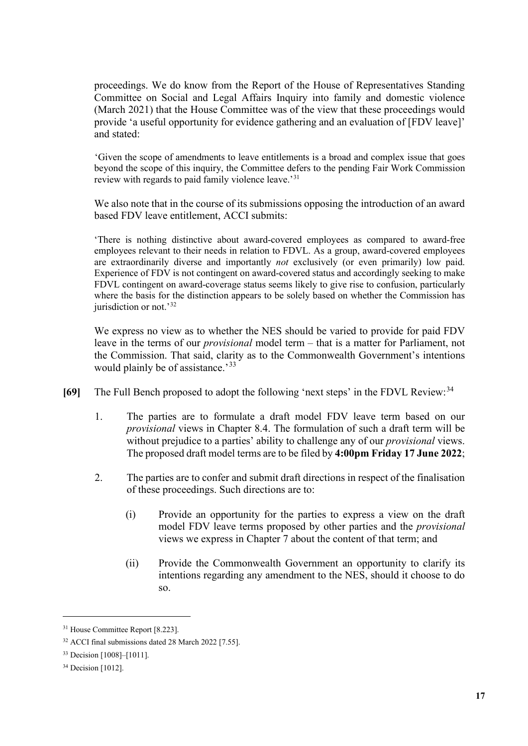proceedings. We do know from the Report of the House of Representatives Standing Committee on Social and Legal Affairs Inquiry into family and domestic violence (March 2021) that the House Committee was of the view that these proceedings would provide 'a useful opportunity for evidence gathering and an evaluation of [FDV leave]' and stated:

> 'Given the scope of amendments to leave entitlements is a broad and complex issue that goes beyond the scope of this inquiry, the Committee defers to the pending Fair Work Commission review with regards to paid family violence leave.'[31]

We also note that in the course of its submissions opposing the introduction of an award based FDV leave entitlement, ACCI submits:

> 'There is nothing distinctive about award-covered employees as compared to award-free employees relevant to their needs in relation to FDVL. As a group, award-covered employees are extraordinarily diverse and importantly *not* exclusively (or even primarily) low paid. Experience of FDV is not contingent on award-covered status and accordingly seeking to make FDVL contingent on award-coverage status seems likely to give rise to confusion, particularly where the basis for the distinction appears to be solely based on whether the Commission has jurisdiction or not.'[32]

We express no view as to whether the NES should be varied to provide for paid FDV leave in the terms of our *provisional* model term – that is a matter for Parliament, not the Commission. That said, clarity as to the Commonwealth Government's intentions would plainly be of assistance.'[33]

**[69]** The Full Bench proposed to adopt the following 'next steps' in the FDVL Review:[34]

1. The parties are to formulate a draft model FDV leave term based on our *provisional* views in Chapter 8.4. The formulation of such a draft term will be without prejudice to a parties' ability to challenge any of our *provisional* views. The proposed draft model terms are to be filed by **4:00pm Friday 17 June 2022**;

2. The parties are to confer and submit draft directions in respect of the finalisation of these proceedings. Such directions are to:

   (i) Provide an opportunity for the parties to express a view on the draft model FDV leave terms proposed by other parties and the *provisional* views we express in Chapter 7 about the content of that term; and

   (ii) Provide the Commonwealth Government an opportunity to clarify its intentions regarding any amendment to the NES, should it choose to do so.

---

[31] House Committee Report [8.223].

[32] ACCI final submissions dated 28 March 2022 [7.55].

[33] Decision [1008]–[1011].

[34] Decision [1012].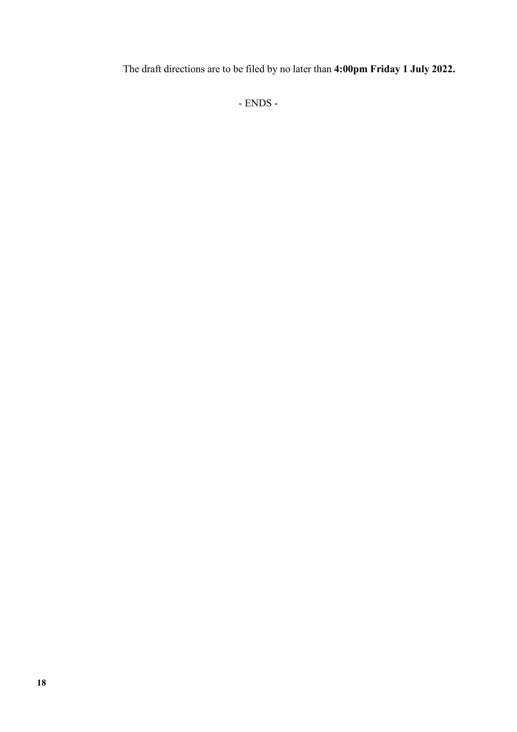The draft directions are to be filed by no later than **4:00pm Friday 1 July 2022.**

- ENDS -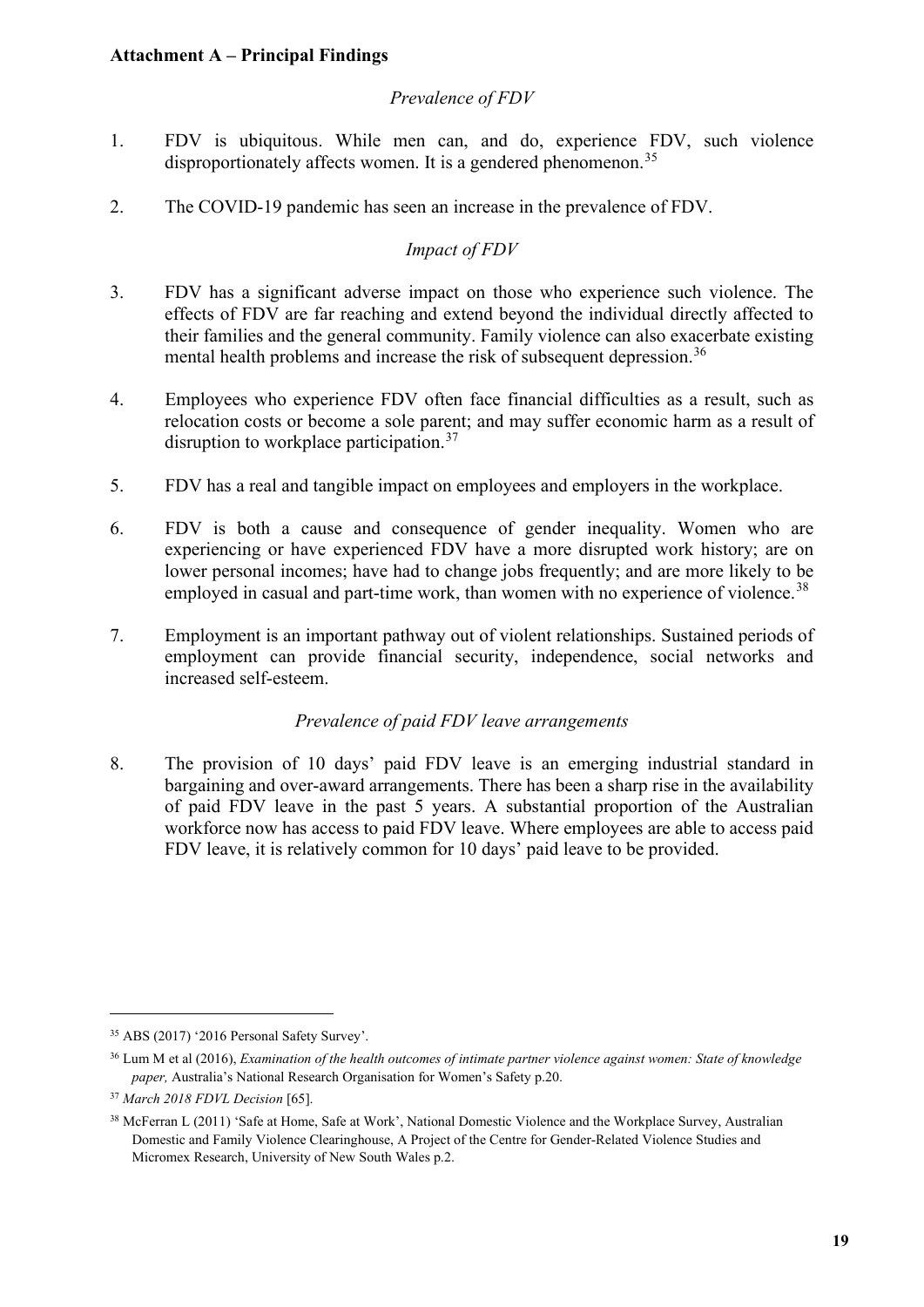**Attachment A – Principal Findings**

*Prevalence of FDV*

1. FDV is ubiquitous. While men can, and do, experience FDV, such violence disproportionately affects women. It is a gendered phenomenon.[35]

2. The COVID-19 pandemic has seen an increase in the prevalence of FDV.

*Impact of FDV*

3. FDV has a significant adverse impact on those who experience such violence. The effects of FDV are far reaching and extend beyond the individual directly affected to their families and the general community. Family violence can also exacerbate existing mental health problems and increase the risk of subsequent depression.[36]

4. Employees who experience FDV often face financial difficulties as a result, such as relocation costs or become a sole parent; and may suffer economic harm as a result of disruption to workplace participation.[37]

5. FDV has a real and tangible impact on employees and employers in the workplace.

6. FDV is both a cause and consequence of gender inequality. Women who are experiencing or have experienced FDV have a more disrupted work history; are on lower personal incomes; have had to change jobs frequently; and are more likely to be employed in casual and part-time work, than women with no experience of violence.[38]

7. Employment is an important pathway out of violent relationships. Sustained periods of employment can provide financial security, independence, social networks and increased self-esteem.

*Prevalence of paid FDV leave arrangements*

8. The provision of 10 days' paid FDV leave is an emerging industrial standard in bargaining and over-award arrangements. There has been a sharp rise in the availability of paid FDV leave in the past 5 years. A substantial proportion of the Australian workforce now has access to paid FDV leave. Where employees are able to access paid FDV leave, it is relatively common for 10 days' paid leave to be provided.

---

[35] ABS (2017) '2016 Personal Safety Survey'.

[36] Lum M et al (2016), *Examination of the health outcomes of intimate partner violence against women: State of knowledge paper,* Australia's National Research Organisation for Women's Safety p.20.

[37] *March 2018 FDVL Decision* [65].

[38] McFerran L (2011) 'Safe at Home, Safe at Work', National Domestic Violence and the Workplace Survey, Australian Domestic and Family Violence Clearinghouse, A Project of the Centre for Gender-Related Violence Studies and Micromex Research, University of New South Wales p.2.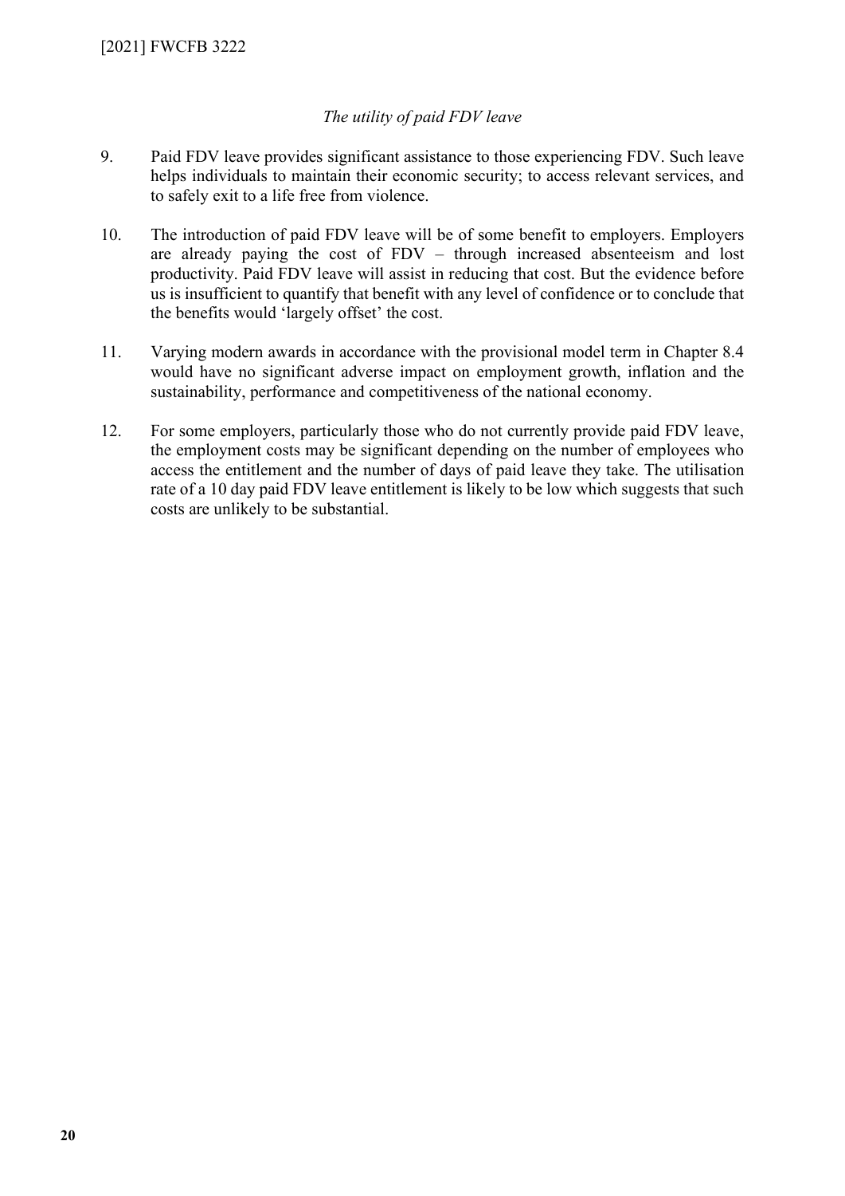*The utility of paid FDV leave*

9. Paid FDV leave provides significant assistance to those experiencing FDV. Such leave helps individuals to maintain their economic security; to access relevant services, and to safely exit to a life free from violence.

10. The introduction of paid FDV leave will be of some benefit to employers. Employers are already paying the cost of FDV – through increased absenteeism and lost productivity. Paid FDV leave will assist in reducing that cost. But the evidence before us is insufficient to quantify that benefit with any level of confidence or to conclude that the benefits would 'largely offset' the cost.

11. Varying modern awards in accordance with the provisional model term in Chapter 8.4 would have no significant adverse impact on employment growth, inflation and the sustainability, performance and competitiveness of the national economy.

12. For some employers, particularly those who do not currently provide paid FDV leave, the employment costs may be significant depending on the number of employees who access the entitlement and the number of days of paid leave they take. The utilisation rate of a 10 day paid FDV leave entitlement is likely to be low which suggests that such costs are unlikely to be substantial.